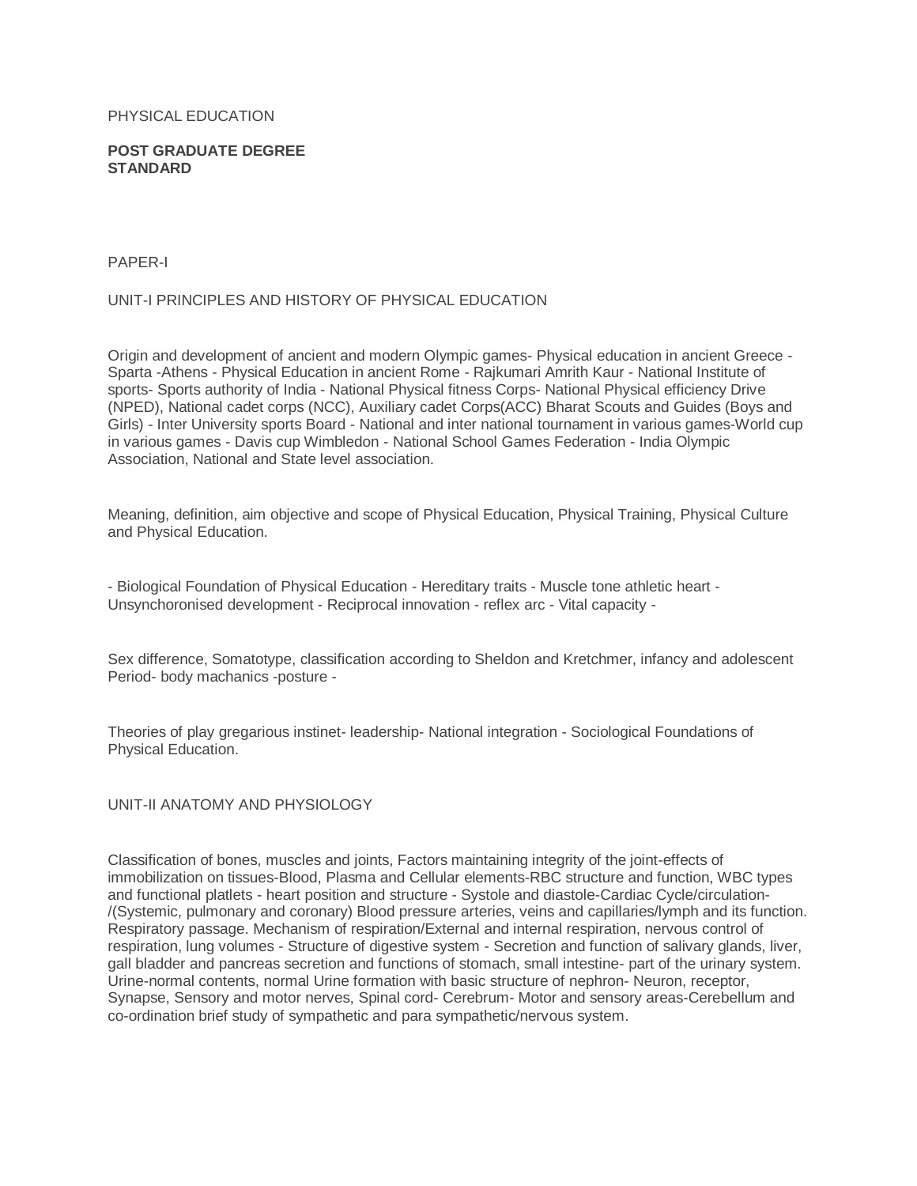PHYSICAL EDUCATION

**POST GRADUATE DEGREE STANDARD**

PAPER-I

## UNIT-I PRINCIPLES AND HISTORY OF PHYSICAL EDUCATION

Origin and development of ancient and modern Olympic games- Physical education in ancient Greece - Sparta -Athens - Physical Education in ancient Rome - Rajkumari Amrith Kaur - National Institute of sports- Sports authority of India - National Physical fitness Corps- National Physical efficiency Drive (NPED), National cadet corps (NCC), Auxiliary cadet Corps(ACC) Bharat Scouts and Guides (Boys and Girls) - Inter University sports Board - National and inter national tournament in various games-World cup in various games - Davis cup Wimbledon - National School Games Federation - India Olympic Association, National and State level association.

Meaning, definition, aim objective and scope of Physical Education, Physical Training, Physical Culture and Physical Education.

- Biological Foundation of Physical Education - Hereditary traits - Muscle tone athletic heart - Unsynchoronised development - Reciprocal innovation - reflex arc - Vital capacity -

Sex difference, Somatotype, classification according to Sheldon and Kretchmer, infancy and adolescent Period- body machanics -posture -

Theories of play gregarious instinet- leadership- National integration - Sociological Foundations of Physical Education.

## UNIT-II ANATOMY AND PHYSIOLOGY

Classification of bones, muscles and joints, Factors maintaining integrity of the joint-effects of immobilization on tissues-Blood, Plasma and Cellular elements-RBC structure and function, WBC types and functional platlets - heart position and structure - Systole and diastole-Cardiac Cycle/circulation-/(Systemic, pulmonary and coronary) Blood pressure arteries, veins and capillaries/lymph and its function. Respiratory passage. Mechanism of respiration/External and internal respiration, nervous control of respiration, lung volumes - Structure of digestive system - Secretion and function of salivary glands, liver, gall bladder and pancreas secretion and functions of stomach, small intestine- part of the urinary system. Urine-normal contents, normal Urine formation with basic structure of nephron- Neuron, receptor, Synapse, Sensory and motor nerves, Spinal cord- Cerebrum- Motor and sensory areas-Cerebellum and co-ordination brief study of sympathetic and para sympathetic/nervous system.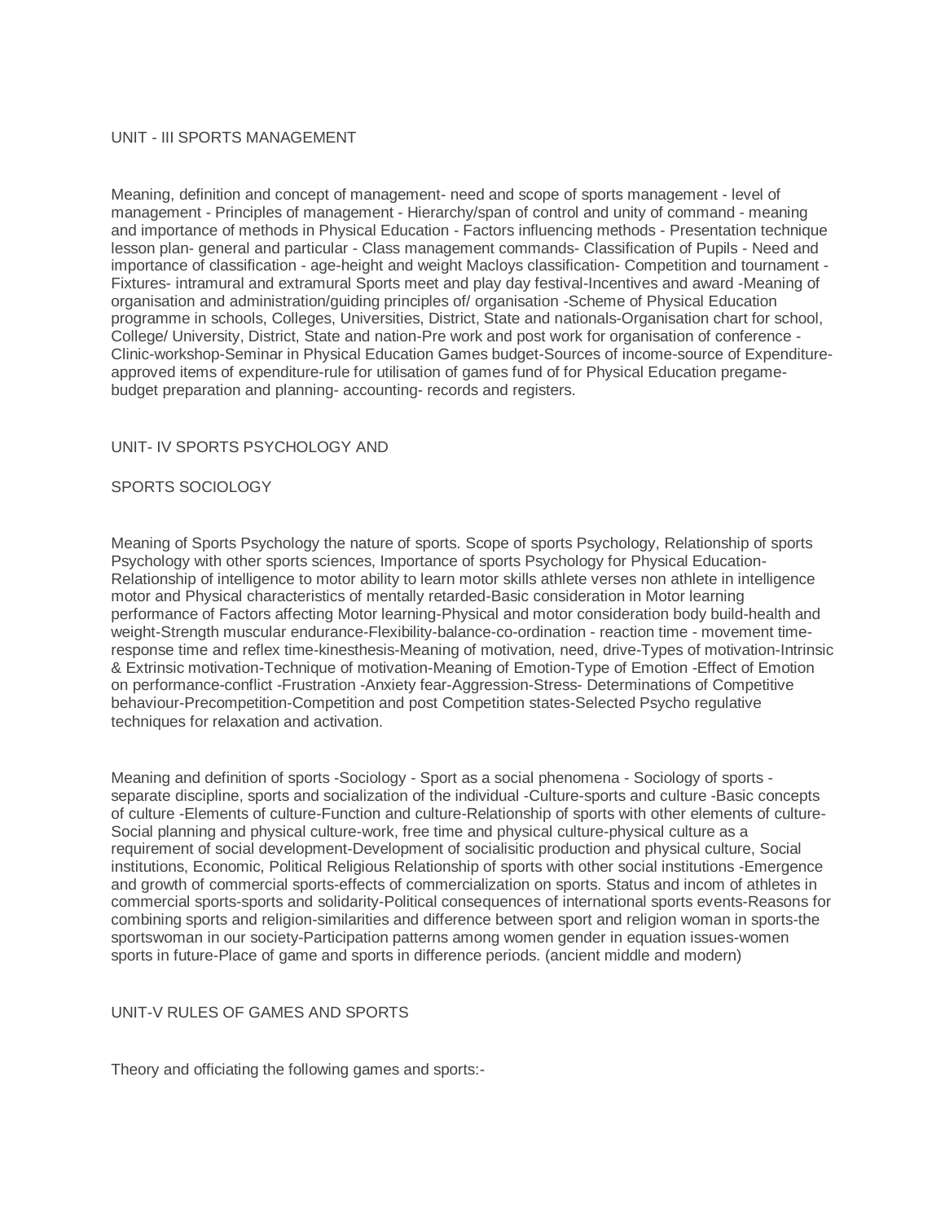## UNIT - III SPORTS MANAGEMENT

Meaning, definition and concept of management- need and scope of sports management - level of management - Principles of management - Hierarchy/span of control and unity of command - meaning and importance of methods in Physical Education - Factors influencing methods - Presentation technique lesson plan- general and particular - Class management commands- Classification of Pupils - Need and importance of classification - age-height and weight Macloys classification- Competition and tournament - Fixtures- intramural and extramural Sports meet and play day festival-Incentives and award -Meaning of organisation and administration/guiding principles of/ organisation -Scheme of Physical Education programme in schools, Colleges, Universities, District, State and nationals-Organisation chart for school, College/ University, District, State and nation-Pre work and post work for organisation of conference -Clinic-workshop-Seminar in Physical Education Games budget-Sources of income-source of Expenditure-approved items of expenditure-rule for utilisation of games fund of for Physical Education pregame-budget preparation and planning- accounting- records and registers.

## UNIT- IV SPORTS PSYCHOLOGY AND

## SPORTS SOCIOLOGY

Meaning of Sports Psychology the nature of sports. Scope of sports Psychology, Relationship of sports Psychology with other sports sciences, Importance of sports Psychology for Physical Education-Relationship of intelligence to motor ability to learn motor skills athlete verses non athlete in intelligence motor and Physical characteristics of mentally retarded-Basic consideration in Motor learning performance of Factors affecting Motor learning-Physical and motor consideration body build-health and weight-Strength muscular endurance-Flexibility-balance-co-ordination - reaction time - movement time-response time and reflex time-kinesthesis-Meaning of motivation, need, drive-Types of motivation-Intrinsic & Extrinsic motivation-Technique of motivation-Meaning of Emotion-Type of Emotion -Effect of Emotion on performance-conflict -Frustration -Anxiety fear-Aggression-Stress- Determinations of Competitive behaviour-Precompetition-Competition and post Competition states-Selected Psycho regulative techniques for relaxation and activation.

Meaning and definition of sports -Sociology - Sport as a social phenomena - Sociology of sports - separate discipline, sports and socialization of the individual -Culture-sports and culture -Basic concepts of culture -Elements of culture-Function and culture-Relationship of sports with other elements of culture-Social planning and physical culture-work, free time and physical culture-physical culture as a requirement of social development-Development of socialisitic production and physical culture, Social institutions, Economic, Political Religious Relationship of sports with other social institutions -Emergence and growth of commercial sports-effects of commercialization on sports. Status and incom of athletes in commercial sports-sports and solidarity-Political consequences of international sports events-Reasons for combining sports and religion-similarities and difference between sport and religion woman in sports-the sportswoman in our society-Participation patterns among women gender in equation issues-women sports in future-Place of game and sports in difference periods. (ancient middle and modern)

## UNIT-V RULES OF GAMES AND SPORTS

Theory and officiating the following games and sports:-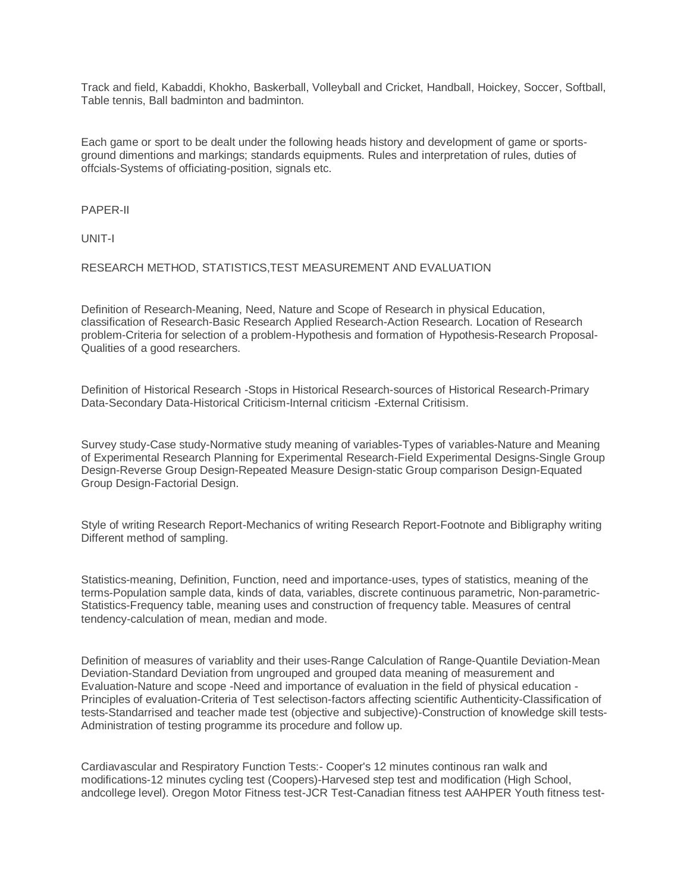Track and field, Kabaddi, Khokho, Baskerball, Volleyball and Cricket, Handball, Hoickey, Soccer, Softball, Table tennis, Ball badminton and badminton.

Each game or sport to be dealt under the following heads history and development of game or sports-ground dimentions and markings; standards equipments. Rules and interpretation of rules, duties of offcials-Systems of officiating-position, signals etc.

## PAPER-II

### UNIT-I

### RESEARCH METHOD, STATISTICS,TEST MEASUREMENT AND EVALUATION

Definition of Research-Meaning, Need, Nature and Scope of Research in physical Education, classification of Research-Basic Research Applied Research-Action Research. Location of Research problem-Criteria for selection of a problem-Hypothesis and formation of Hypothesis-Research Proposal-Qualities of a good researchers.

Definition of Historical Research -Stops in Historical Research-sources of Historical Research-Primary Data-Secondary Data-Historical Criticism-Internal criticism -External Critisism.

Survey study-Case study-Normative study meaning of variables-Types of variables-Nature and Meaning of Experimental Research Planning for Experimental Research-Field Experimental Designs-Single Group Design-Reverse Group Design-Repeated Measure Design-static Group comparison Design-Equated Group Design-Factorial Design.

Style of writing Research Report-Mechanics of writing Research Report-Footnote and Bibligraphy writing Different method of sampling.

Statistics-meaning, Definition, Function, need and importance-uses, types of statistics, meaning of the terms-Population sample data, kinds of data, variables, discrete continuous parametric, Non-parametric-Statistics-Frequency table, meaning uses and construction of frequency table. Measures of central tendency-calculation of mean, median and mode.

Definition of measures of variablity and their uses-Range Calculation of Range-Quantile Deviation-Mean Deviation-Standard Deviation from ungrouped and grouped data meaning of measurement and Evaluation-Nature and scope -Need and importance of evaluation in the field of physical education -Principles of evaluation-Criteria of Test selectison-factors affecting scientific Authenticity-Classification of tests-Standarrised and teacher made test (objective and subjective)-Construction of knowledge skill tests-Administration of testing programme its procedure and follow up.

Cardiavascular and Respiratory Function Tests:- Cooper's 12 minutes continous ran walk and modifications-12 minutes cycling test (Coopers)-Harvesed step test and modification (High School, andcollege level). Oregon Motor Fitness test-JCR Test-Canadian fitness test AAHPER Youth fitness test-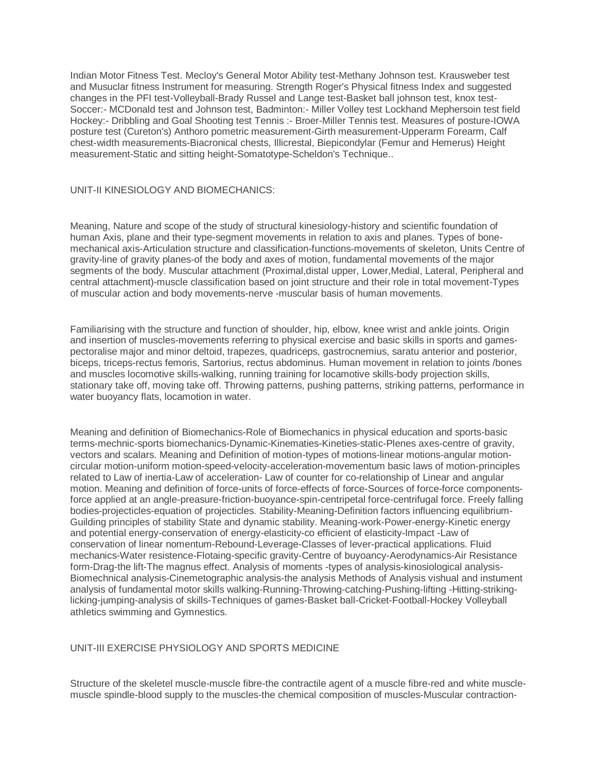Indian Motor Fitness Test. Mecloy's General Motor Ability test-Methany Johnson test. Krausweber test and Musuclar fitness Instrument for measuring. Strength Roger's Physical fitness Index and suggested changes in the PFI test-Volleyball-Brady Russel and Lange test-Basket ball johnson test, knox test-Soccer:- MCDonald test and Johnson test, Badminton:- Miller Volley test Lockhand Mephersoin test field Hockey:- Dribbling and Goal Shooting test Tennis :- Broer-Miller Tennis test. Measures of posture-IOWA posture test (Cureton's) Anthoro pometric measurement-Girth measurement-Upperarm Forearm, Calf chest-width measurements-Biacronical chests, Illicrestal, Biepicondylar (Femur and Hemerus) Height measurement-Static and sitting height-Somatotype-Scheldon's Technique..

## UNIT-II KINESIOLOGY AND BIOMECHANICS:

Meaning, Nature and scope of the study of structural kinesiology-history and scientific foundation of human Axis, plane and their type-segment movements in relation to axis and planes. Types of bone-mechanical axis-Articulation structure and classification-functions-movements of skeleton, Units Centre of gravity-line of gravity planes-of the body and axes of motion, fundamental movements of the major segments of the body. Muscular attachment (Proximal,distal upper, Lower,Medial, Lateral, Peripheral and central attachment)-muscle classification based on joint structure and their role in total movement-Types of muscular action and body movements-nerve -muscular basis of human movements.

Familiarising with the structure and function of shoulder, hip, elbow, knee wrist and ankle joints. Origin and insertion of muscles-movements referring to physical exercise and basic skills in sports and games-pectoralise major and minor deltoid, trapezes, quadriceps, gastrocnemius, saratu anterior and posterior, biceps, triceps-rectus femoris, Sartorius, rectus abdominus. Human movement in relation to joints /bones and muscles locomotive skills-walking, running training for locamotive skills-body projection skills, stationary take off, moving take off. Throwing patterns, pushing patterns, striking patterns, performance in water buoyancy flats, locamotion in water.

Meaning and definition of Biomechanics-Role of Biomechanics in physical education and sports-basic terms-mechnic-sports biomechanics-Dynamic-Kinematies-Kineties-static-Plenes axes-centre of gravity, vectors and scalars. Meaning and Definition of motion-types of motions-linear motions-angular motion-circular motion-uniform motion-speed-velocity-acceleration-movementum basic laws of motion-principles related to Law of inertia-Law of acceleration- Law of counter for co-relationship of Linear and angular motion. Meaning and definition of force-units of force-effects of force-Sources of force-force components-force applied at an angle-preasure-friction-buoyance-spin-centripetal force-centrifugal force. Freely falling bodies-projecticles-equation of projecticles. Stability-Meaning-Definition factors influencing equilibrium-Guilding principles of stability State and dynamic stability. Meaning-work-Power-energy-Kinetic energy and potential energy-conservation of energy-elasticity-co efficient of elasticity-Impact -Law of conservation of linear nomentum-Rebound-Leverage-Classes of lever-practical applications. Fluid mechanics-Water resistence-Flotaing-specific gravity-Centre of buoyancy-Aerodynamics-Air Resistance form-Drag-the lift-The magnus effect. Analysis of moments -types of analysis-kinosiological analysis-Biomechnical analysis-Cinemetographic analysis-the analysis Methods of Analysis vishual and instument analysis of fundamental motor skills walking-Running-Throwing-catching-Pushing-lifting -Hitting-striking-licking-jumping-analysis of skills-Techniques of games-Basket ball-Cricket-Football-Hockey Volleyball athletics swimming and Gymnestics.

## UNIT-III EXERCISE PHYSIOLOGY AND SPORTS MEDICINE

Structure of the skeletel muscle-muscle fibre-the contractile agent of a muscle fibre-red and white muscle-muscle spindle-blood supply to the muscles-the chemical composition of muscles-Muscular contraction-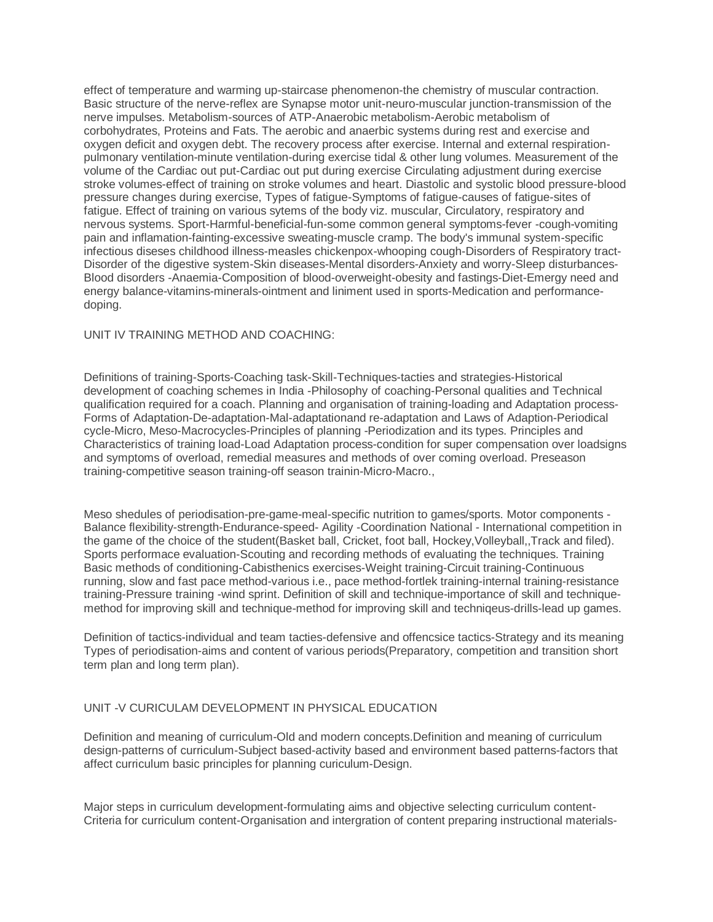effect of temperature and warming up-staircase phenomenon-the chemistry of muscular contraction. Basic structure of the nerve-reflex are Synapse motor unit-neuro-muscular junction-transmission of the nerve impulses. Metabolism-sources of ATP-Anaerobic metabolism-Aerobic metabolism of corbohydrates, Proteins and Fats. The aerobic and anaerbic systems during rest and exercise and oxygen deficit and oxygen debt. The recovery process after exercise. Internal and external respiration-pulmonary ventilation-minute ventilation-during exercise tidal & other lung volumes. Measurement of the volume of the Cardiac out put-Cardiac out put during exercise Circulating adjustment during exercise stroke volumes-effect of training on stroke volumes and heart. Diastolic and systolic blood pressure-blood pressure changes during exercise, Types of fatigue-Symptoms of fatigue-causes of fatigue-sites of fatigue. Effect of training on various sytems of the body viz. muscular, Circulatory, respiratory and nervous systems. Sport-Harmful-beneficial-fun-some common general symptoms-fever -cough-vomiting pain and inflamation-fainting-excessive sweating-muscle cramp. The body's immunal system-specific infectious diseses childhood illness-measles chickenpox-whooping cough-Disorders of Respiratory tract-Disorder of the digestive system-Skin diseases-Mental disorders-Anxiety and worry-Sleep disturbances-Blood disorders -Anaemia-Composition of blood-overweight-obesity and fastings-Diet-Emergy need and energy balance-vitamins-minerals-ointment and liniment used in sports-Medication and performance-doping.

UNIT IV TRAINING METHOD AND COACHING:

Definitions of training-Sports-Coaching task-Skill-Techniques-tacties and strategies-Historical development of coaching schemes in India -Philosophy of coaching-Personal qualities and Technical qualification required for a coach. Planning and organisation of training-loading and Adaptation process-Forms of Adaptation-De-adaptation-Mal-adaptationand re-adaptation and Laws of Adaption-Periodical cycle-Micro, Meso-Macrocycles-Principles of planning -Periodization and its types. Principles and Characteristics of training load-Load Adaptation process-condition for super compensation over loadsigns and symptoms of overload, remedial measures and methods of over coming overload. Preseason training-competitive season training-off season trainin-Micro-Macro.,

Meso shedules of periodisation-pre-game-meal-specific nutrition to games/sports. Motor components - Balance flexibility-strength-Endurance-speed- Agility -Coordination National - International competition in the game of the choice of the student(Basket ball, Cricket, foot ball, Hockey,Volleyball,,Track and filed). Sports performace evaluation-Scouting and recording methods of evaluating the techniques. Training Basic methods of conditioning-Cabisthenics exercises-Weight training-Circuit training-Continuous running, slow and fast pace method-various i.e., pace method-fortlek training-internal training-resistance training-Pressure training -wind sprint. Definition of skill and technique-importance of skill and technique-method for improving skill and technique-method for improving skill and techniqeus-drills-lead up games.

Definition of tactics-individual and team tacties-defensive and offencsice tactics-Strategy and its meaning Types of periodisation-aims and content of various periods(Preparatory, competition and transition short term plan and long term plan).

UNIT -V CURICULAM DEVELOPMENT IN PHYSICAL EDUCATION

Definition and meaning of curriculum-Old and modern concepts.Definition and meaning of curriculum design-patterns of curriculum-Subject based-activity based and environment based patterns-factors that affect curriculum basic principles for planning curiculum-Design.

Major steps in curriculum development-formulating aims and objective selecting curriculum content-Criteria for curriculum content-Organisation and intergration of content preparing instructional materials-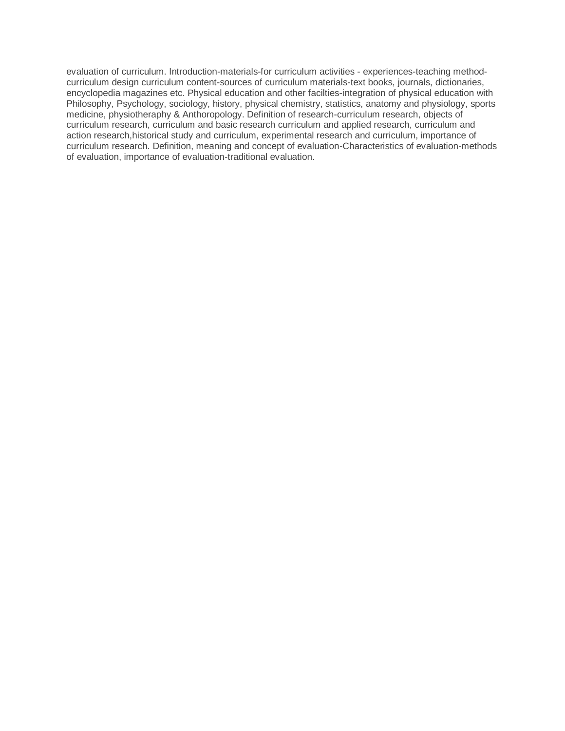evaluation of curriculum. Introduction-materials-for curriculum activities - experiences-teaching method-curriculum design curriculum content-sources of curriculum materials-text books, journals, dictionaries, encyclopedia magazines etc. Physical education and other facilties-integration of physical education with Philosophy, Psychology, sociology, history, physical chemistry, statistics, anatomy and physiology, sports medicine, physiotheraphy & Anthoropology. Definition of research-curriculum research, objects of curriculum research, curriculum and basic research curriculum and applied research, curriculum and action research,historical study and curriculum, experimental research and curriculum, importance of curriculum research. Definition, meaning and concept of evaluation-Characteristics of evaluation-methods of evaluation, importance of evaluation-traditional evaluation.